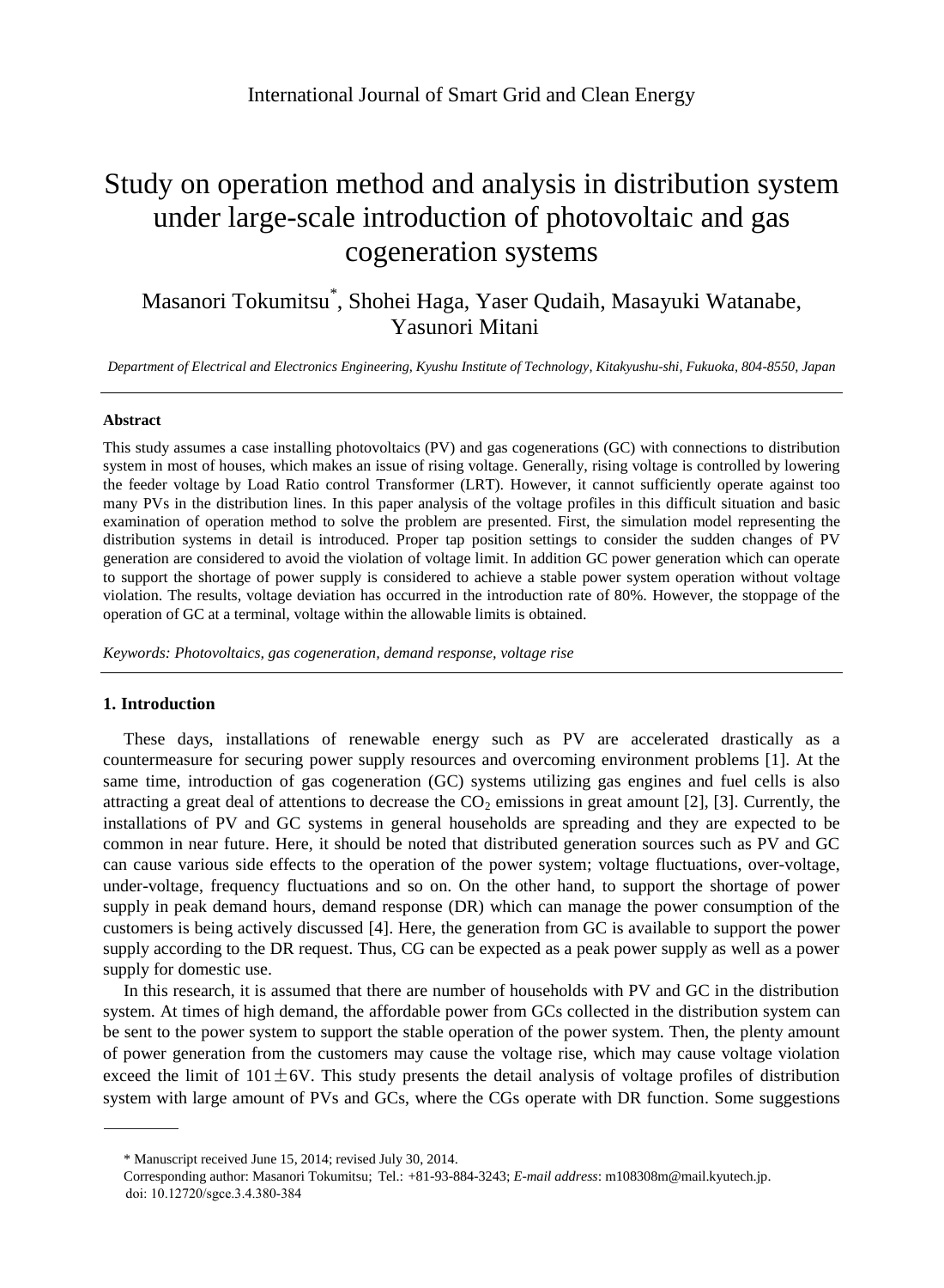International Journal of Smart Grid and Clean Energy

# Study on operation method and analysis in distribution system under large-scale introduction of photovoltaic and gas cogeneration systems

Masanori Tokumitsu*, Shohei Haga, Yaser Qudaih, Masayuki Watanabe, Yasunori Mitani

*Department of Electrical and Electronics Engineering, Kyushu Institute of Technology, Kitakyushu-shi, Fukuoka, 804-8550, Japan*

---

### Abstract

This study assumes a case installing photovoltaics (PV) and gas cogenerations (GC) with connections to distribution system in most of houses, which makes an issue of rising voltage. Generally, rising voltage is controlled by lowering the feeder voltage by Load Ratio control Transformer (LRT). However, it cannot sufficiently operate against too many PVs in the distribution lines. In this paper analysis of the voltage profiles in this difficult situation and basic examination of operation method to solve the problem are presented. First, the simulation model representing the distribution systems in detail is introduced. Proper tap position settings to consider the sudden changes of PV generation are considered to avoid the violation of voltage limit. In addition GC power generation which can operate to support the shortage of power supply is considered to achieve a stable power system operation without voltage violation. The results, voltage deviation has occurred in the introduction rate of 80%. However, the stoppage of the operation of GC at a terminal, voltage within the allowable limits is obtained.

*Keywords: Photovoltaics, gas cogeneration, demand response, voltage rise*

---

## 1. Introduction

These days, installations of renewable energy such as PV are accelerated drastically as a countermeasure for securing power supply resources and overcoming environment problems [1]. At the same time, introduction of gas cogeneration (GC) systems utilizing gas engines and fuel cells is also attracting a great deal of attentions to decrease the $CO_2$ emissions in great amount [2], [3]. Currently, the installations of PV and GC systems in general households are spreading and they are expected to be common in near future. Here, it should be noted that distributed generation sources such as PV and GC can cause various side effects to the operation of the power system; voltage fluctuations, over-voltage, under-voltage, frequency fluctuations and so on. On the other hand, to support the shortage of power supply in peak demand hours, demand response (DR) which can manage the power consumption of the customers is being actively discussed [4]. Here, the generation from GC is available to support the power supply according to the DR request. Thus, CG can be expected as a peak power supply as well as a power supply for domestic use.

In this research, it is assumed that there are number of households with PV and GC in the distribution system. At times of high demand, the affordable power from GCs collected in the distribution system can be sent to the power system to support the stable operation of the power system. Then, the plenty amount of power generation from the customers may cause the voltage rise, which may cause voltage violation exceed the limit of 101±6V. This study presents the detail analysis of voltage profiles of distribution system with large amount of PVs and GCs, where the CGs operate with DR function. Some suggestions

---

\* Manuscript received June 15, 2014; revised July 30, 2014.

Corresponding author: Masanori Tokumitsu; Tel.: +81-93-884-3243; *E-mail address*: m108308m@mail.kyutech.jp.

doi: 10.12720/sgce.3.4.380-384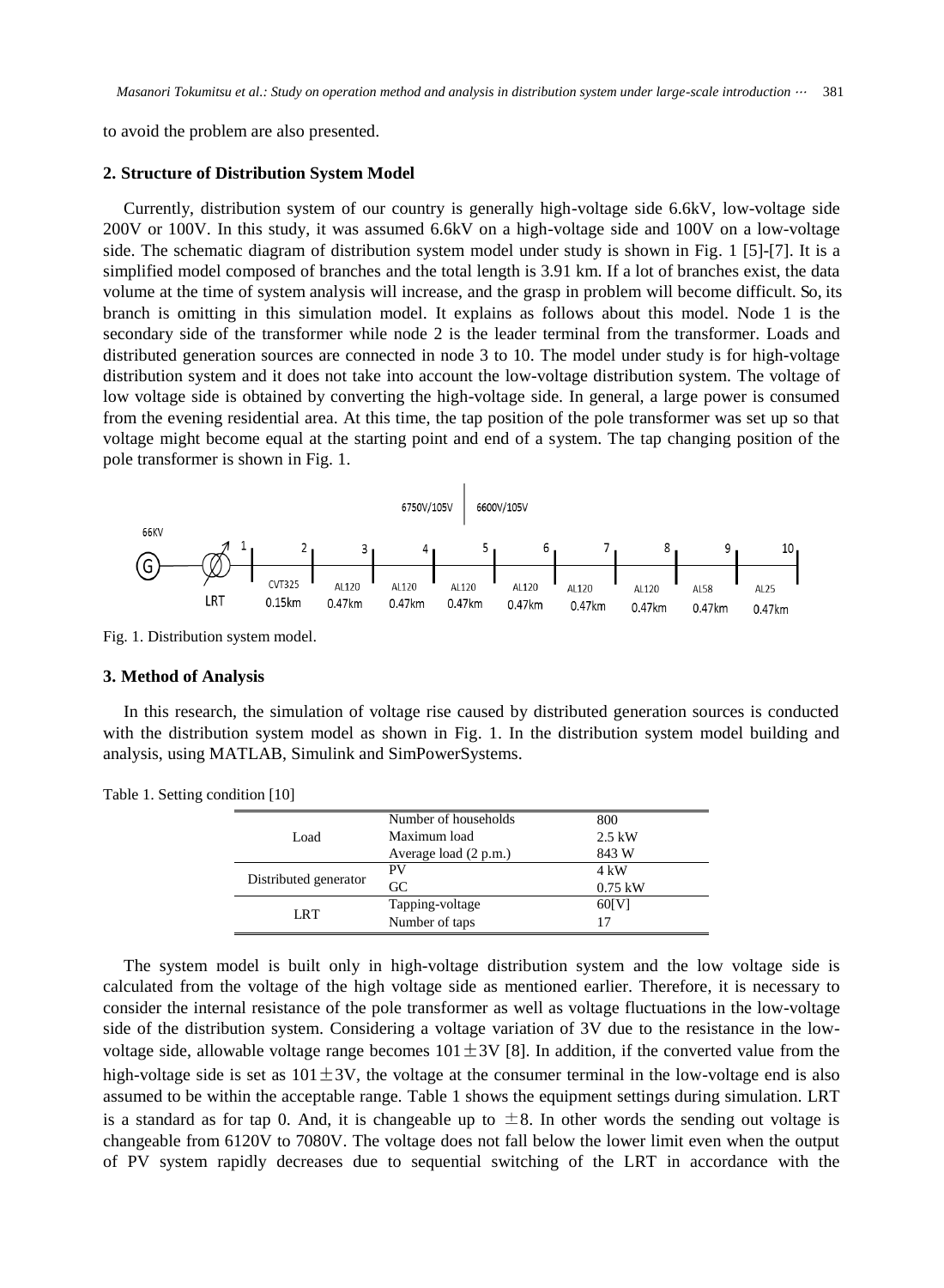to avoid the problem are also presented.

## 2. Structure of Distribution System Model

Currently, distribution system of our country is generally high-voltage side 6.6kV, low-voltage side 200V or 100V. In this study, it was assumed 6.6kV on a high-voltage side and 100V on a low-voltage side. The schematic diagram of distribution system model under study is shown in Fig. 1 [5]-[7]. It is a simplified model composed of branches and the total length is 3.91 km. If a lot of branches exist, the data volume at the time of system analysis will increase, and the grasp in problem will become difficult. So, its branch is omitting in this simulation model. It explains as follows about this model. Node 1 is the secondary side of the transformer while node 2 is the leader terminal from the transformer. Loads and distributed generation sources are connected in node 3 to 10. The model under study is for high-voltage distribution system and it does not take into account the low-voltage distribution system. The voltage of low voltage side is obtained by converting the high-voltage side. In general, a large power is consumed from the evening residential area. At this time, the tap position of the pole transformer was set up so that voltage might become equal at the starting point and end of a system. The tap changing position of the pole transformer is shown in Fig. 1.

Fig. 1. Distribution system model.

## 3. Method of Analysis

In this research, the simulation of voltage rise caused by distributed generation sources is conducted with the distribution system model as shown in Fig. 1. In the distribution system model building and analysis, using MATLAB, Simulink and SimPowerSystems.

Table 1. Setting condition [10]

| | | |
|---|---|---|
| Load | Number of households | 800 |
| | Maximum load | 2.5 kW |
| | Average load (2 p.m.) | 843 W |
| Distributed generator | PV | 4 kW |
| | GC | 0.75 kW |
| LRT | Tapping-voltage | 60[V] |
| | Number of taps | 17 |

The system model is built only in high-voltage distribution system and the low voltage side is calculated from the voltage of the high voltage side as mentioned earlier. Therefore, it is necessary to consider the internal resistance of the pole transformer as well as voltage fluctuations in the low-voltage side of the distribution system. Considering a voltage variation of 3V due to the resistance in the low-voltage side, allowable voltage range becomes $101 \pm 3$V [8]. In addition, if the converted value from the high-voltage side is set as $101 \pm 3$V, the voltage at the consumer terminal in the low-voltage end is also assumed to be within the acceptable range. Table 1 shows the equipment settings during simulation. LRT is a standard as for tap 0. And, it is changeable up to $\pm 8$. In other words the sending out voltage is changeable from 6120V to 7080V. The voltage does not fall below the lower limit even when the output of PV system rapidly decreases due to sequential switching of the LRT in accordance with the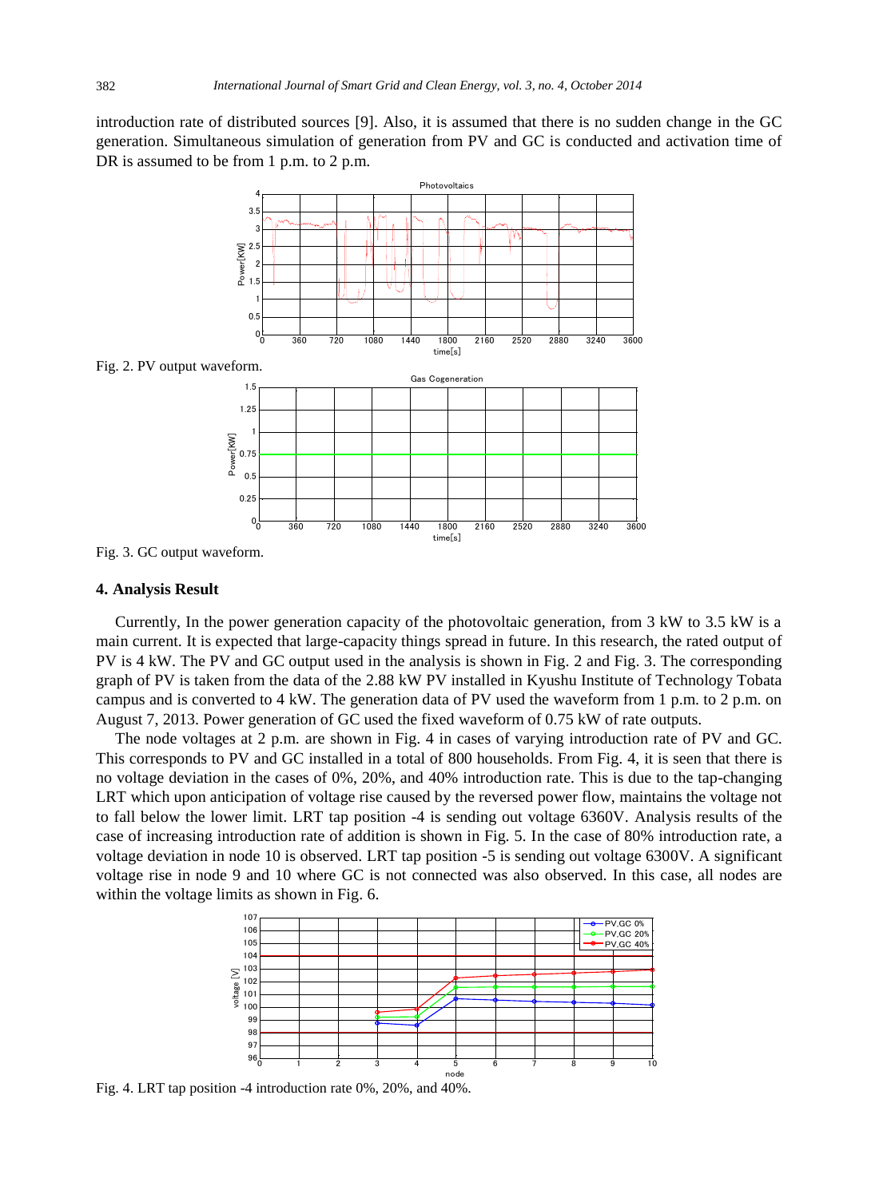introduction rate of distributed sources [9]. Also, it is assumed that there is no sudden change in the GC generation. Simultaneous simulation of generation from PV and GC is conducted and activation time of DR is assumed to be from 1 p.m. to 2 p.m.

Fig. 2. PV output waveform.

Fig. 3. GC output waveform.

## 4. Analysis Result

Currently, In the power generation capacity of the photovoltaic generation, from 3 kW to 3.5 kW is a main current. It is expected that large-capacity things spread in future. In this research, the rated output of PV is 4 kW. The PV and GC output used in the analysis is shown in Fig. 2 and Fig. 3. The corresponding graph of PV is taken from the data of the 2.88 kW PV installed in Kyushu Institute of Technology Tobata campus and is converted to 4 kW. The generation data of PV used the waveform from 1 p.m. to 2 p.m. on August 7, 2013. Power generation of GC used the fixed waveform of 0.75 kW of rate outputs.

The node voltages at 2 p.m. are shown in Fig. 4 in cases of varying introduction rate of PV and GC. This corresponds to PV and GC installed in a total of 800 households. From Fig. 4, it is seen that there is no voltage deviation in the cases of 0%, 20%, and 40% introduction rate. This is due to the tap-changing LRT which upon anticipation of voltage rise caused by the reversed power flow, maintains the voltage not to fall below the lower limit. LRT tap position -4 is sending out voltage 6360V. Analysis results of the case of increasing introduction rate of addition is shown in Fig. 5. In the case of 80% introduction rate, a voltage deviation in node 10 is observed. LRT tap position -5 is sending out voltage 6300V. A significant voltage rise in node 9 and 10 where GC is not connected was also observed. In this case, all nodes are within the voltage limits as shown in Fig. 6.

Fig. 4. LRT tap position -4 introduction rate 0%, 20%, and 40%.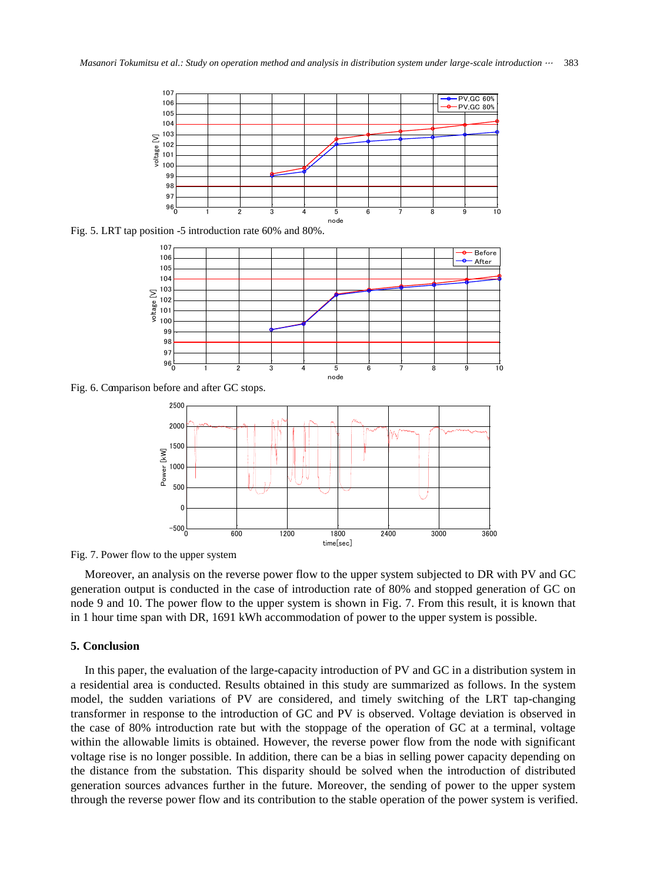Fig. 5. LRT tap position -5 introduction rate 60% and 80%.

Fig. 6. Comparison before and after GC stops.

Fig. 7. Power flow to the upper system

Moreover, an analysis on the reverse power flow to the upper system subjected to DR with PV and GC generation output is conducted in the case of introduction rate of 80% and stopped generation of GC on node 9 and 10. The power flow to the upper system is shown in Fig. 7. From this result, it is known that in 1 hour time span with DR, 1691 kWh accommodation of power to the upper system is possible.

## 5. Conclusion

In this paper, the evaluation of the large-capacity introduction of PV and GC in a distribution system in a residential area is conducted. Results obtained in this study are summarized as follows. In the system model, the sudden variations of PV are considered, and timely switching of the LRT tap-changing transformer in response to the introduction of GC and PV is observed. Voltage deviation is observed in the case of 80% introduction rate but with the stoppage of the operation of GC at a terminal, voltage within the allowable limits is obtained. However, the reverse power flow from the node with significant voltage rise is no longer possible. In addition, there can be a bias in selling power capacity depending on the distance from the substation. This disparity should be solved when the introduction of distributed generation sources advances further in the future. Moreover, the sending of power to the upper system through the reverse power flow and its contribution to the stable operation of the power system is verified.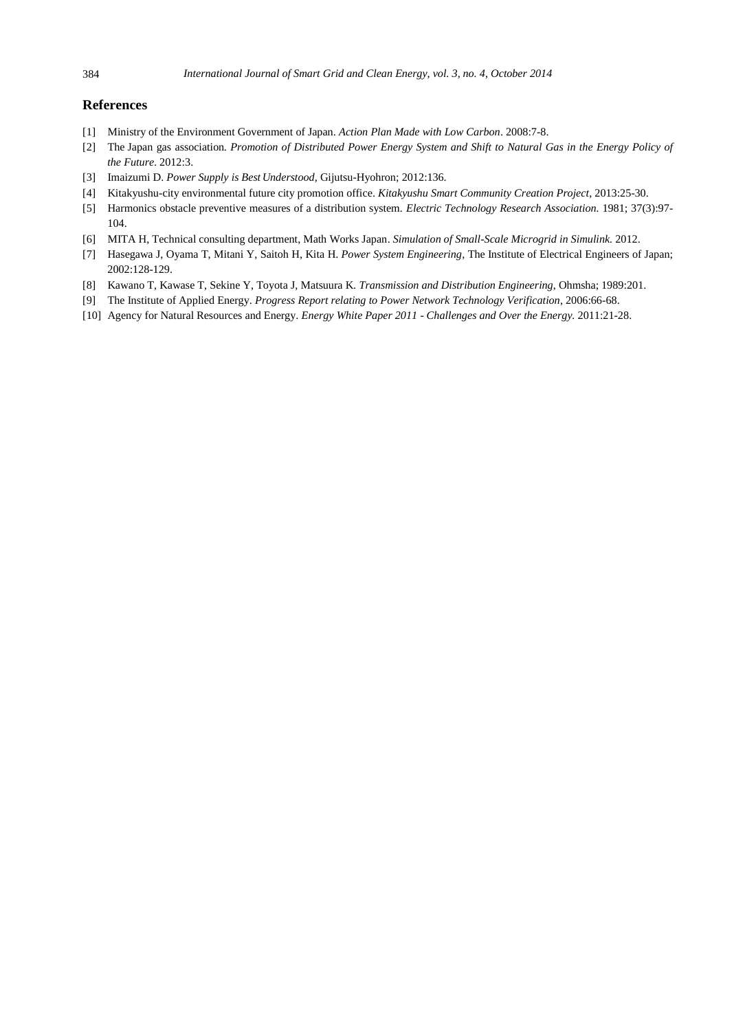## References

[1] Ministry of the Environment Government of Japan. *Action Plan Made with Low Carbon*. 2008:7-8.

[2] The Japan gas association. *Promotion of Distributed Power Energy System and Shift to Natural Gas in the Energy Policy of the Future*. 2012:3.

[3] Imaizumi D. *Power Supply is Best Understood*, Gijutsu-Hyohron; 2012:136.

[4] Kitakyushu-city environmental future city promotion office. *Kitakyushu Smart Community Creation Project*, 2013:25-30.

[5] Harmonics obstacle preventive measures of a distribution system. *Electric Technology Research Association.* 1981; 37(3):97-104.

[6] MITA H, Technical consulting department, Math Works Japan. *Simulation of Small-Scale Microgrid in Simulink.* 2012.

[7] Hasegawa J, Oyama T, Mitani Y, Saitoh H, Kita H. *Power System Engineering*, The Institute of Electrical Engineers of Japan; 2002:128-129.

[8] Kawano T, Kawase T, Sekine Y, Toyota J, Matsuura K. *Transmission and Distribution Engineering*, Ohmsha; 1989:201.

[9] The Institute of Applied Energy. *Progress Report relating to Power Network Technology Verification*, 2006:66-68.

[10] Agency for Natural Resources and Energy. *Energy White Paper 2011 - Challenges and Over the Energy.* 2011:21-28.